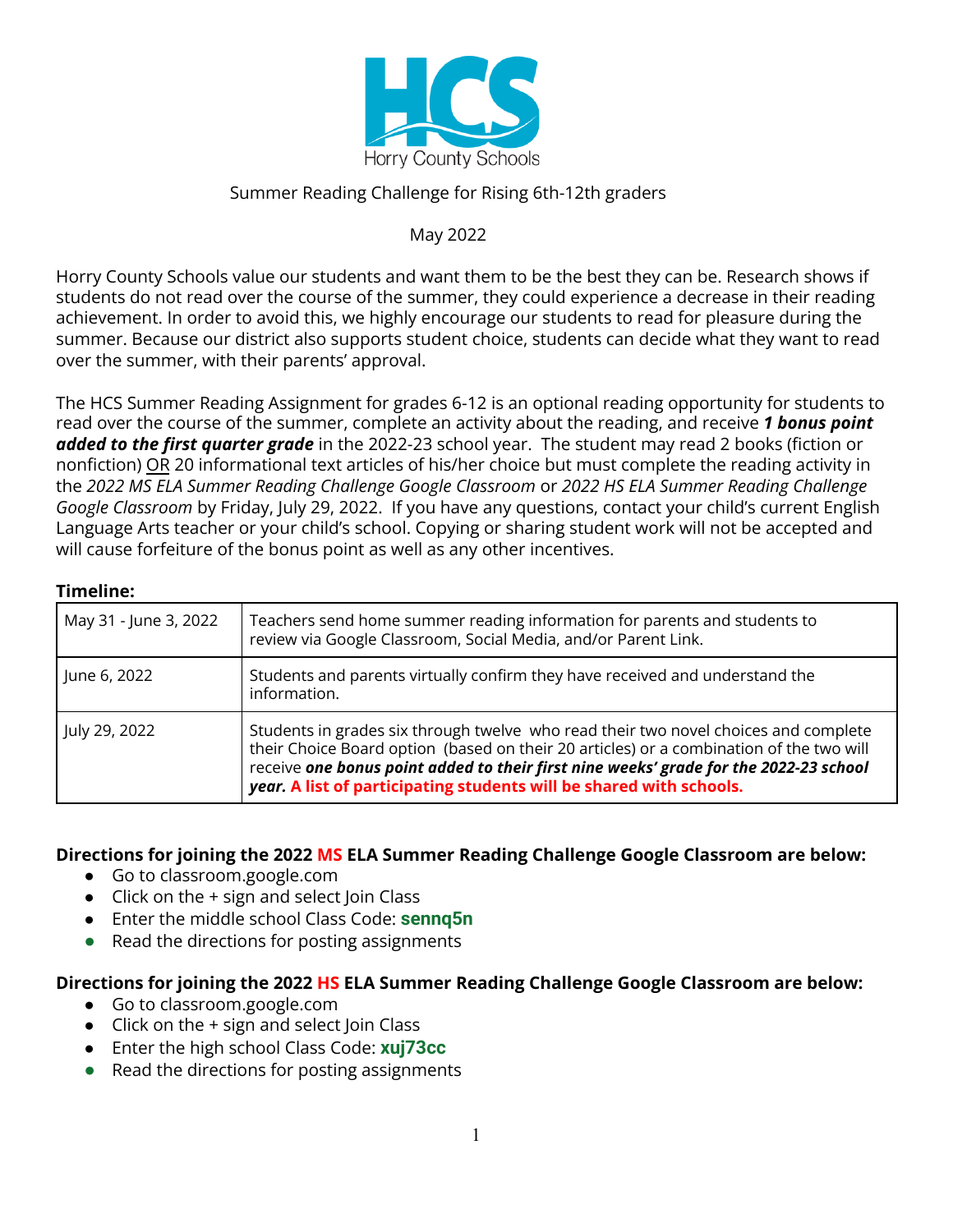Horry County Schools

Summer Reading Challenge for Rising 6th-12th graders

May 2022

Horry County Schools value our students and want them to be the best they can be. Research shows if students do not read over the course of the summer, they could experience a decrease in their reading achievement. In order to avoid this, we highly encourage our students to read for pleasure during the summer. Because our district also supports student choice, students can decide what they want to read over the summer, with their parents' approval.

The HCS Summer Reading Assignment for grades 6-12 is an optional reading opportunity for students to read over the course of the summer, complete an activity about the reading, and receive ***1 bonus point added to the first quarter grade*** in the 2022-23 school year. The student may read 2 books (fiction or nonfiction) OR 20 informational text articles of his/her choice but must complete the reading activity in the *2022 MS ELA Summer Reading Challenge Google Classroom* or *2022 HS ELA Summer Reading Challenge Google Classroom* by Friday, July 29, 2022. If you have any questions, contact your child's current English Language Arts teacher or your child's school. Copying or sharing student work will not be accepted and will cause forfeiture of the bonus point as well as any other incentives.

**Timeline:**

| | |
|---|---|
| May 31 - June 3, 2022 | Teachers send home summer reading information for parents and students to review via Google Classroom, Social Media, and/or Parent Link. |
| June 6, 2022 | Students and parents virtually confirm they have received and understand the information. |
| July 29, 2022 | Students in grades six through twelve who read their two novel choices and complete their Choice Board option (based on their 20 articles) or a combination of the two will receive ***one bonus point added to their first nine weeks' grade for the 2022-23 school year.*** **A list of participating students will be shared with schools.** |

**Directions for joining the 2022 MS ELA Summer Reading Challenge Google Classroom are below:**

- Go to classroom.google.com
- Click on the + sign and select Join Class
- Enter the middle school Class Code: **sennq5n**
- Read the directions for posting assignments

**Directions for joining the 2022 HS ELA Summer Reading Challenge Google Classroom are below:**

- Go to classroom.google.com
- Click on the + sign and select Join Class
- Enter the high school Class Code: **xuj73cc**
- Read the directions for posting assignments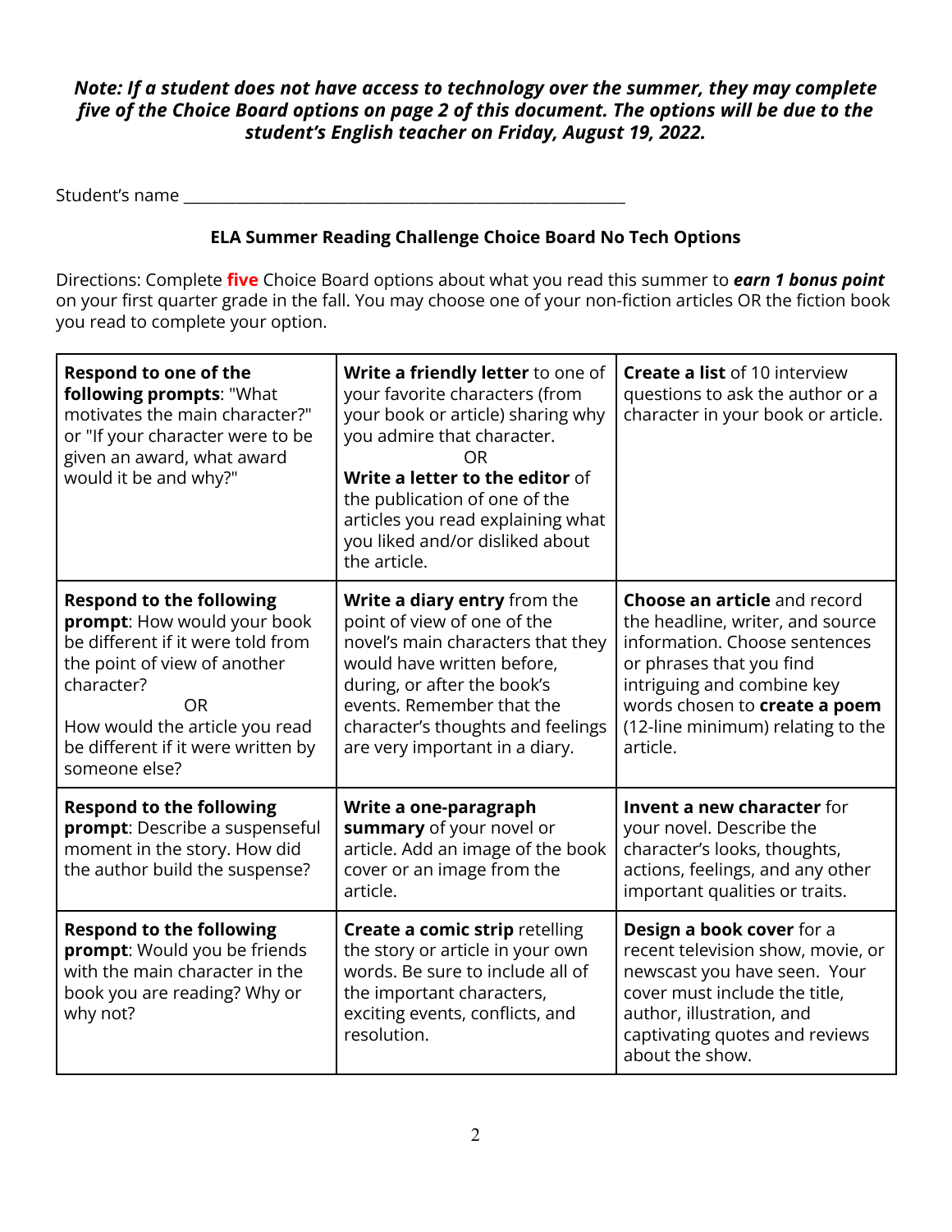***Note: If a student does not have access to technology over the summer, they may complete five of the Choice Board options on page 2 of this document. The options will be due to the student's English teacher on Friday, August 19, 2022.***

Student's name ___________________________________________________

## ELA Summer Reading Challenge Choice Board No Tech Options

Directions: Complete **five** Choice Board options about what you read this summer to ***earn 1 bonus point*** on your first quarter grade in the fall. You may choose one of your non-fiction articles OR the fiction book you read to complete your option.

| | | |
|---|---|---|
| **Respond to one of the following prompts**: "What motivates the main character?" or "If your character were to be given an award, what award would it be and why?" | **Write a friendly letter** to one of your favorite characters (from your book or article) sharing why you admire that character.<br>OR<br>**Write a letter to the editor** of the publication of one of the articles you read explaining what you liked and/or disliked about the article. | **Create a list** of 10 interview questions to ask the author or a character in your book or article. |
| **Respond to the following prompt**: How would your book be different if it were told from the point of view of another character?<br>OR<br>How would the article you read be different if it were written by someone else? | **Write a diary entry** from the point of view of one of the novel's main characters that they would have written before, during, or after the book's events. Remember that the character's thoughts and feelings are very important in a diary. | **Choose an article** and record the headline, writer, and source information. Choose sentences or phrases that you find intriguing and combine key words chosen to **create a poem** (12-line minimum) relating to the article. |
| **Respond to the following prompt**: Describe a suspenseful moment in the story. How did the author build the suspense? | **Write a one-paragraph summary** of your novel or article. Add an image of the book cover or an image from the article. | **Invent a new character** for your novel. Describe the character's looks, thoughts, actions, feelings, and any other important qualities or traits. |
| **Respond to the following prompt**: Would you be friends with the main character in the book you are reading? Why or why not? | **Create a comic strip** retelling the story or article in your own words. Be sure to include all of the important characters, exciting events, conflicts, and resolution. | **Design a book cover** for a recent television show, movie, or newscast you have seen. Your cover must include the title, author, illustration, and captivating quotes and reviews about the show. |